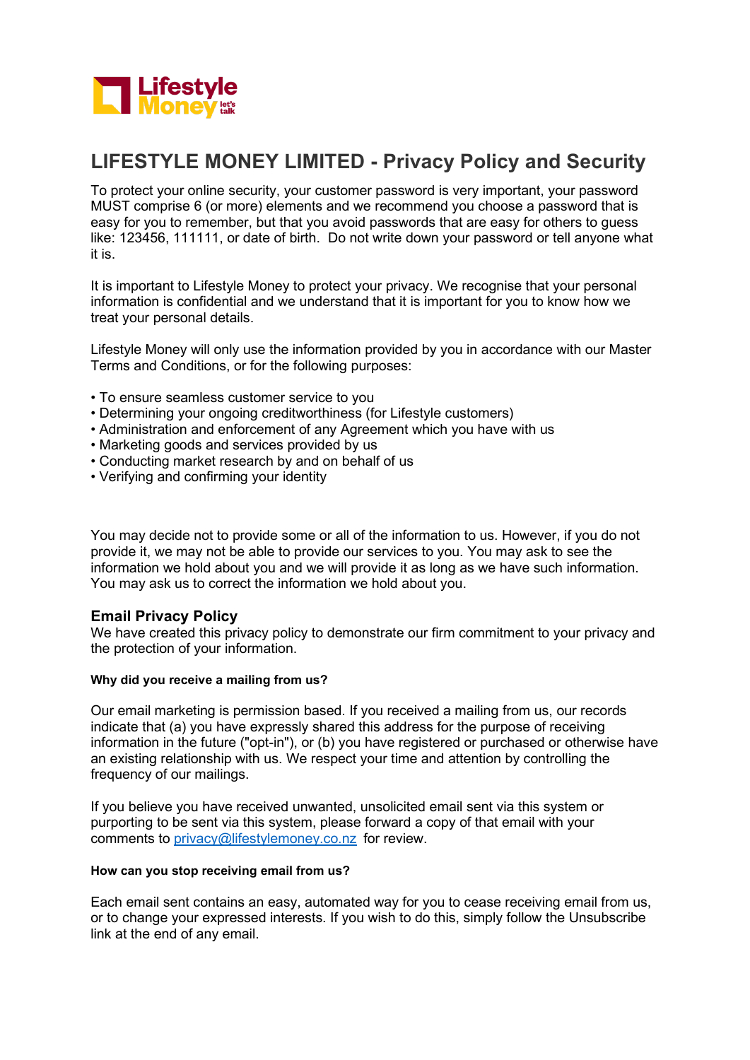# LIFESTYLE MONEY LIMITED - Privacy Policy and Security

To protect your online security, your customer password is very important, your password MUST comprise 6 (or more) elements and we recommend you choose a password that is easy for you to remember, but that you avoid passwords that are easy for others to guess like: 123456, 111111, or date of birth. Do not write down your password or tell anyone what it is.

It is important to Lifestyle Money to protect your privacy. We recognise that your personal information is confidential and we understand that it is important for you to know how we treat your personal details.

Lifestyle Money will only use the information provided by you in accordance with our Master Terms and Conditions, or for the following purposes:

- To ensure seamless customer service to you
- Determining your ongoing creditworthiness (for Lifestyle customers)
- Administration and enforcement of any Agreement which you have with us
- Marketing goods and services provided by us
- Conducting market research by and on behalf of us
- Verifying and confirming your identity

You may decide not to provide some or all of the information to us. However, if you do not provide it, we may not be able to provide our services to you. You may ask to see the information we hold about you and we will provide it as long as we have such information. You may ask us to correct the information we hold about you.

## Email Privacy Policy

We have created this privacy policy to demonstrate our firm commitment to your privacy and the protection of your information.

#### Why did you receive a mailing from us?

Our email marketing is permission based. If you received a mailing from us, our records indicate that (a) you have expressly shared this address for the purpose of receiving information in the future ("opt-in"), or (b) you have registered or purchased or otherwise have an existing relationship with us. We respect your time and attention by controlling the frequency of our mailings.

If you believe you have received unwanted, unsolicited email sent via this system or purporting to be sent via this system, please forward a copy of that email with your comments to privacy@lifestylemoney.co.nz for review.

#### How can you stop receiving email from us?

Each email sent contains an easy, automated way for you to cease receiving email from us, or to change your expressed interests. If you wish to do this, simply follow the Unsubscribe link at the end of any email.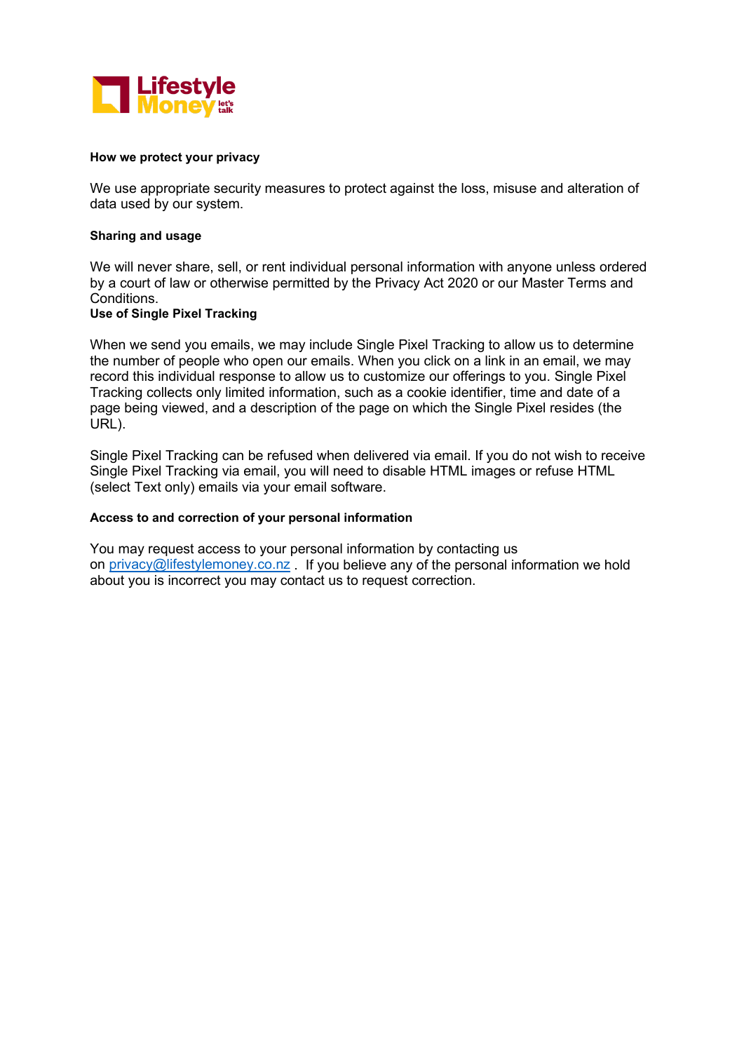**How we protect your privacy**

We use appropriate security measures to protect against the loss, misuse and alteration of data used by our system.

**Sharing and usage**

We will never share, sell, or rent individual personal information with anyone unless ordered by a court of law or otherwise permitted by the Privacy Act 2020 or our Master Terms and Conditions.

**Use of Single Pixel Tracking**

When we send you emails, we may include Single Pixel Tracking to allow us to determine the number of people who open our emails. When you click on a link in an email, we may record this individual response to allow us to customize our offerings to you. Single Pixel Tracking collects only limited information, such as a cookie identifier, time and date of a page being viewed, and a description of the page on which the Single Pixel resides (the URL).

Single Pixel Tracking can be refused when delivered via email. If you do not wish to receive Single Pixel Tracking via email, you will need to disable HTML images or refuse HTML (select Text only) emails via your email software.

**Access to and correction of your personal information**

You may request access to your personal information by contacting us on privacy@lifestylemoney.co.nz . If you believe any of the personal information we hold about you is incorrect you may contact us to request correction.